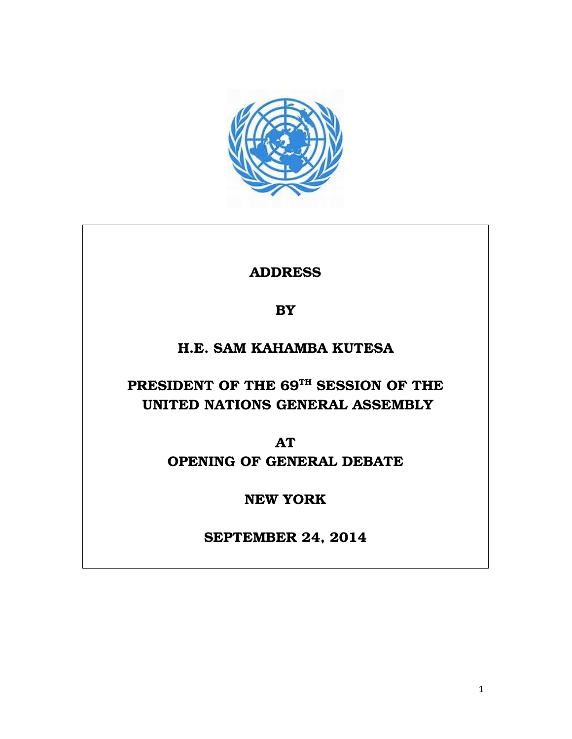**ADDRESS**

**BY**

**H.E. SAM KAHAMBA KUTESA**

**PRESIDENT OF THE 69TH SESSION OF THE UNITED NATIONS GENERAL ASSEMBLY**

**AT**

**OPENING OF GENERAL DEBATE**

**NEW YORK**

**SEPTEMBER 24, 2014**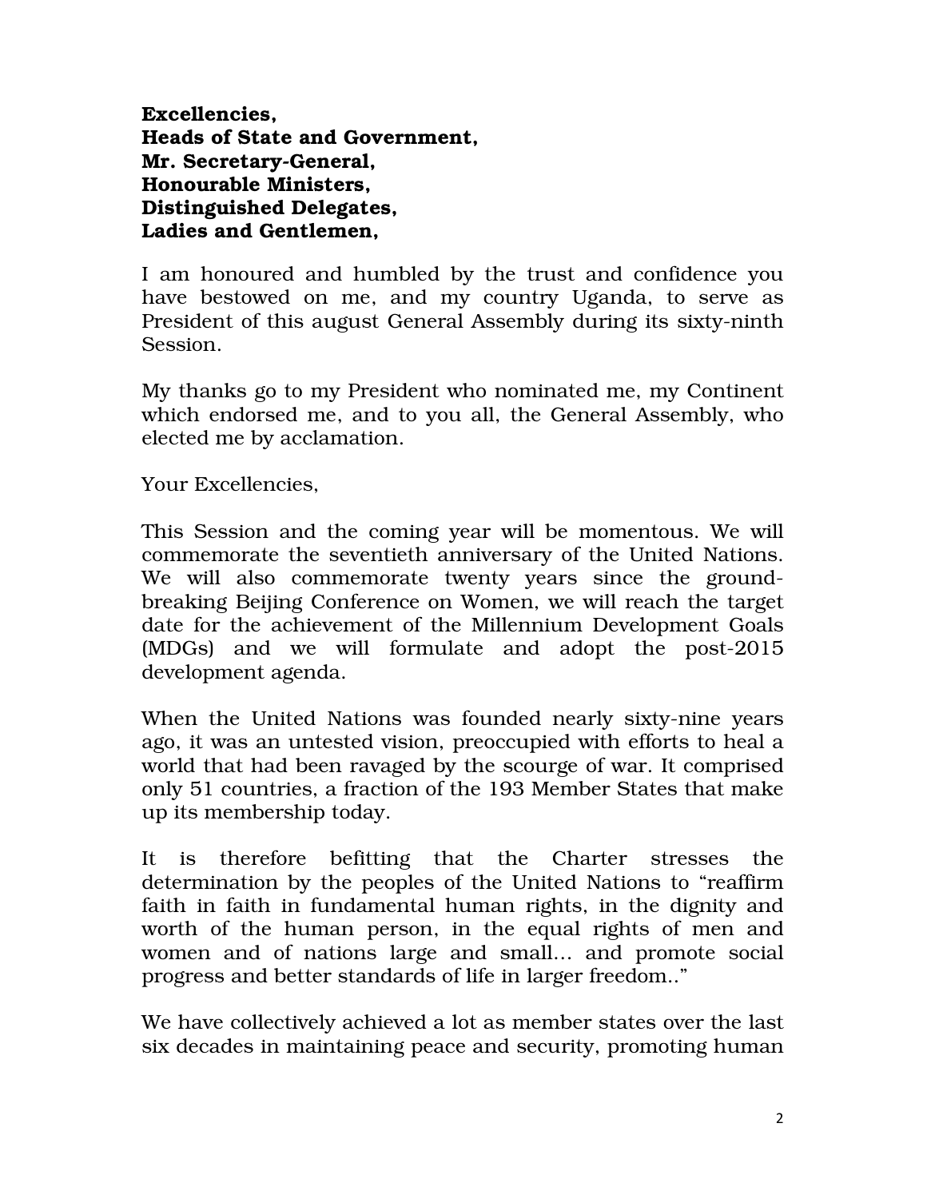**Excellencies,**
**Heads of State and Government,**
**Mr. Secretary-General,**
**Honourable Ministers,**
**Distinguished Delegates,**
**Ladies and Gentlemen,**

I am honoured and humbled by the trust and confidence you have bestowed on me, and my country Uganda, to serve as President of this august General Assembly during its sixty-ninth Session.

My thanks go to my President who nominated me, my Continent which endorsed me, and to you all, the General Assembly, who elected me by acclamation.

Your Excellencies,

This Session and the coming year will be momentous. We will commemorate the seventieth anniversary of the United Nations. We will also commemorate twenty years since the ground-breaking Beijing Conference on Women, we will reach the target date for the achievement of the Millennium Development Goals (MDGs) and we will formulate and adopt the post-2015 development agenda.

When the United Nations was founded nearly sixty-nine years ago, it was an untested vision, preoccupied with efforts to heal a world that had been ravaged by the scourge of war. It comprised only 51 countries, a fraction of the 193 Member States that make up its membership today.

It is therefore befitting that the Charter stresses the determination by the peoples of the United Nations to "reaffirm faith in faith in fundamental human rights, in the dignity and worth of the human person, in the equal rights of men and women and of nations large and small… and promote social progress and better standards of life in larger freedom.."

We have collectively achieved a lot as member states over the last six decades in maintaining peace and security, promoting human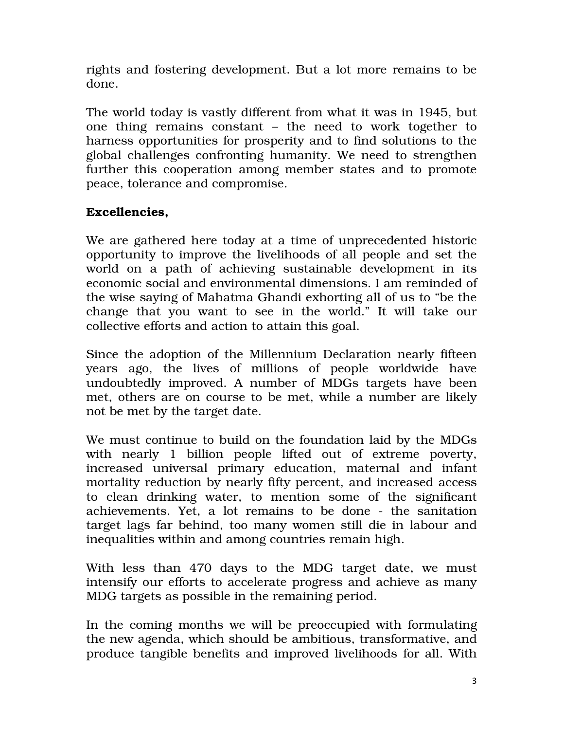rights and fostering development. But a lot more remains to be done.

The world today is vastly different from what it was in 1945, but one thing remains constant – the need to work together to harness opportunities for prosperity and to find solutions to the global challenges confronting humanity. We need to strengthen further this cooperation among member states and to promote peace, tolerance and compromise.

**Excellencies,**

We are gathered here today at a time of unprecedented historic opportunity to improve the livelihoods of all people and set the world on a path of achieving sustainable development in its economic social and environmental dimensions. I am reminded of the wise saying of Mahatma Ghandi exhorting all of us to "be the change that you want to see in the world." It will take our collective efforts and action to attain this goal.

Since the adoption of the Millennium Declaration nearly fifteen years ago, the lives of millions of people worldwide have undoubtedly improved. A number of MDGs targets have been met, others are on course to be met, while a number are likely not be met by the target date.

We must continue to build on the foundation laid by the MDGs with nearly 1 billion people lifted out of extreme poverty, increased universal primary education, maternal and infant mortality reduction by nearly fifty percent, and increased access to clean drinking water, to mention some of the significant achievements. Yet, a lot remains to be done - the sanitation target lags far behind, too many women still die in labour and inequalities within and among countries remain high.

With less than 470 days to the MDG target date, we must intensify our efforts to accelerate progress and achieve as many MDG targets as possible in the remaining period.

In the coming months we will be preoccupied with formulating the new agenda, which should be ambitious, transformative, and produce tangible benefits and improved livelihoods for all. With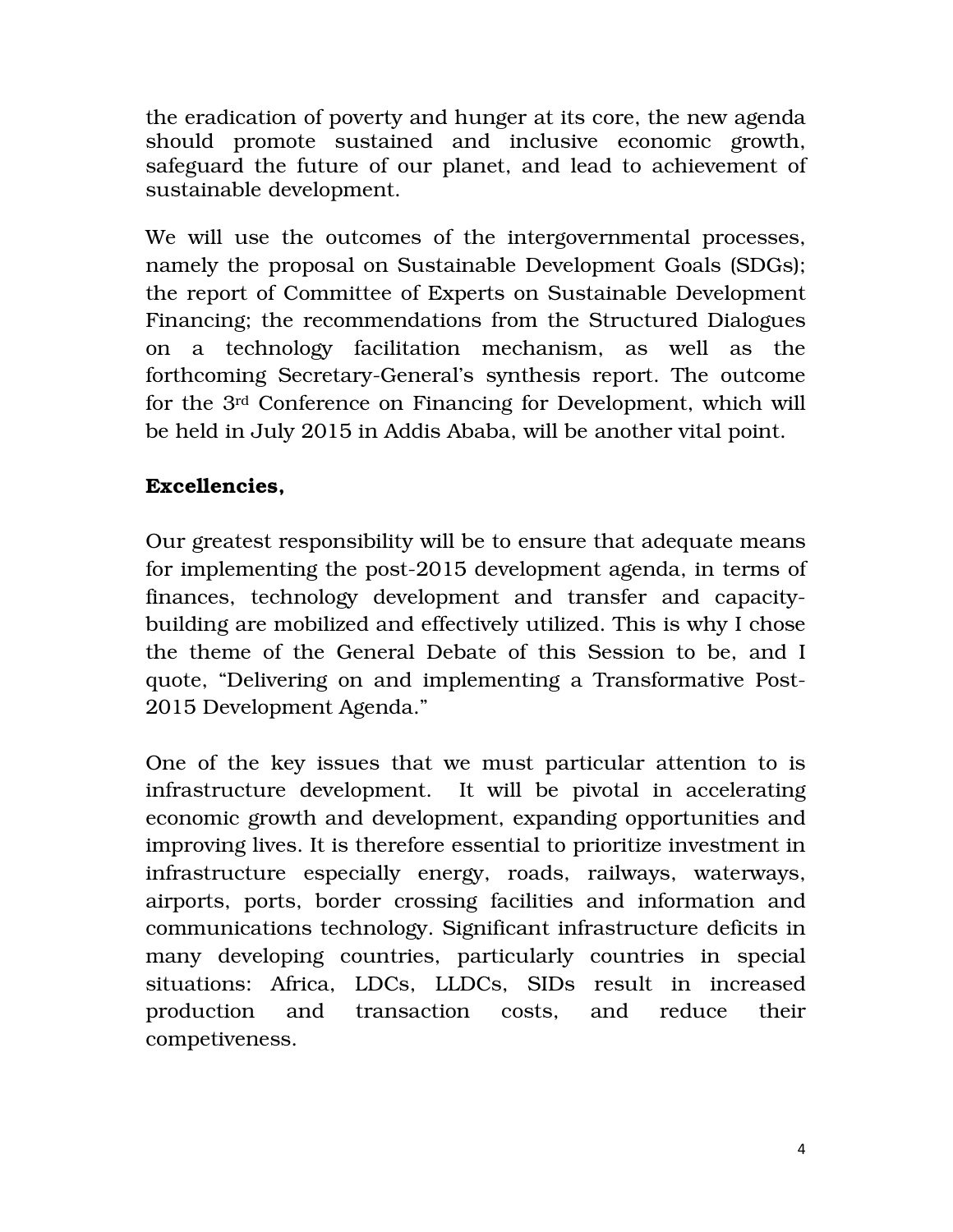the eradication of poverty and hunger at its core, the new agenda should promote sustained and inclusive economic growth, safeguard the future of our planet, and lead to achievement of sustainable development.

We will use the outcomes of the intergovernmental processes, namely the proposal on Sustainable Development Goals (SDGs); the report of Committee of Experts on Sustainable Development Financing; the recommendations from the Structured Dialogues on a technology facilitation mechanism, as well as the forthcoming Secretary-General's synthesis report. The outcome for the 3rd Conference on Financing for Development, which will be held in July 2015 in Addis Ababa, will be another vital point.

**Excellencies,**

Our greatest responsibility will be to ensure that adequate means for implementing the post-2015 development agenda, in terms of finances, technology development and transfer and capacity-building are mobilized and effectively utilized. This is why I chose the theme of the General Debate of this Session to be, and I quote, "Delivering on and implementing a Transformative Post-2015 Development Agenda."

One of the key issues that we must particular attention to is infrastructure development. It will be pivotal in accelerating economic growth and development, expanding opportunities and improving lives. It is therefore essential to prioritize investment in infrastructure especially energy, roads, railways, waterways, airports, ports, border crossing facilities and information and communications technology. Significant infrastructure deficits in many developing countries, particularly countries in special situations: Africa, LDCs, LLDCs, SIDs result in increased production and transaction costs, and reduce their competiveness.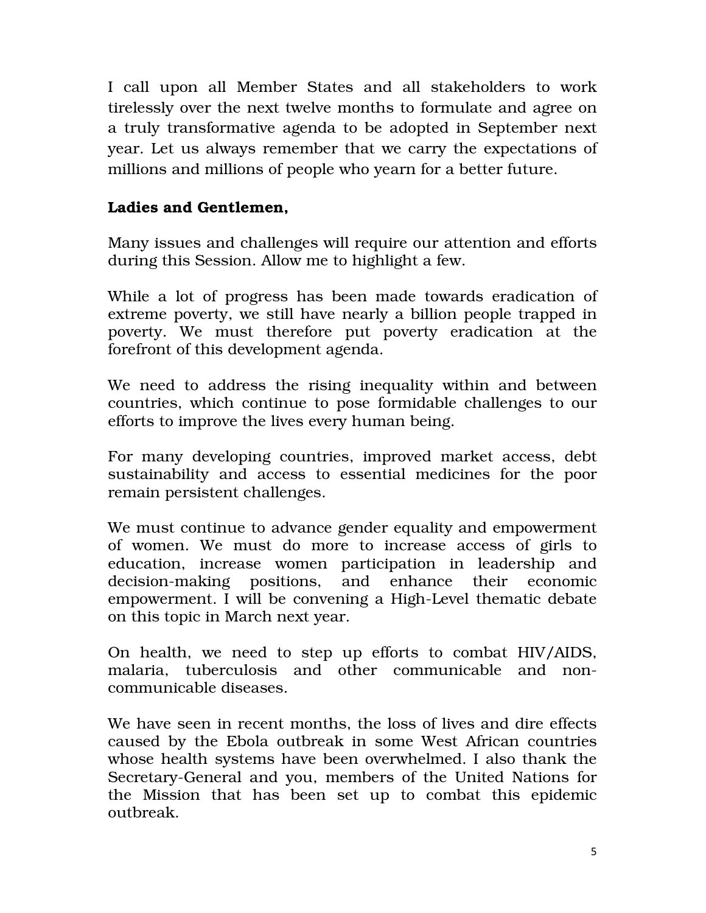I call upon all Member States and all stakeholders to work tirelessly over the next twelve months to formulate and agree on a truly transformative agenda to be adopted in September next year. Let us always remember that we carry the expectations of millions and millions of people who yearn for a better future.

**Ladies and Gentlemen,**

Many issues and challenges will require our attention and efforts during this Session. Allow me to highlight a few.

While a lot of progress has been made towards eradication of extreme poverty, we still have nearly a billion people trapped in poverty. We must therefore put poverty eradication at the forefront of this development agenda.

We need to address the rising inequality within and between countries, which continue to pose formidable challenges to our efforts to improve the lives every human being.

For many developing countries, improved market access, debt sustainability and access to essential medicines for the poor remain persistent challenges.

We must continue to advance gender equality and empowerment of women. We must do more to increase access of girls to education, increase women participation in leadership and decision-making positions, and enhance their economic empowerment. I will be convening a High-Level thematic debate on this topic in March next year.

On health, we need to step up efforts to combat HIV/AIDS, malaria, tuberculosis and other communicable and non-communicable diseases.

We have seen in recent months, the loss of lives and dire effects caused by the Ebola outbreak in some West African countries whose health systems have been overwhelmed. I also thank the Secretary-General and you, members of the United Nations for the Mission that has been set up to combat this epidemic outbreak.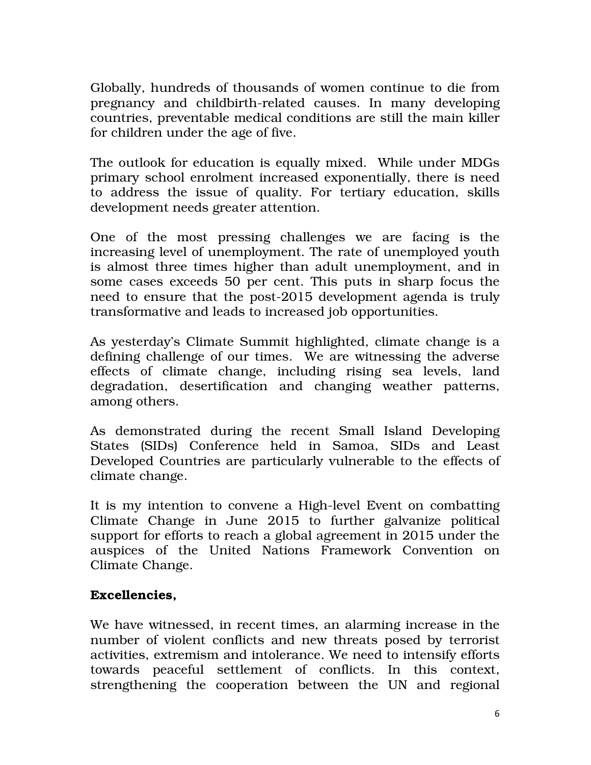Globally, hundreds of thousands of women continue to die from pregnancy and childbirth-related causes. In many developing countries, preventable medical conditions are still the main killer for children under the age of five.

The outlook for education is equally mixed. While under MDGs primary school enrolment increased exponentially, there is need to address the issue of quality. For tertiary education, skills development needs greater attention.

One of the most pressing challenges we are facing is the increasing level of unemployment. The rate of unemployed youth is almost three times higher than adult unemployment, and in some cases exceeds 50 per cent. This puts in sharp focus the need to ensure that the post-2015 development agenda is truly transformative and leads to increased job opportunities.

As yesterday's Climate Summit highlighted, climate change is a defining challenge of our times. We are witnessing the adverse effects of climate change, including rising sea levels, land degradation, desertification and changing weather patterns, among others.

As demonstrated during the recent Small Island Developing States (SIDs) Conference held in Samoa, SIDs and Least Developed Countries are particularly vulnerable to the effects of climate change.

It is my intention to convene a High-level Event on combatting Climate Change in June 2015 to further galvanize political support for efforts to reach a global agreement in 2015 under the auspices of the United Nations Framework Convention on Climate Change.

**Excellencies,**

We have witnessed, in recent times, an alarming increase in the number of violent conflicts and new threats posed by terrorist activities, extremism and intolerance. We need to intensify efforts towards peaceful settlement of conflicts. In this context, strengthening the cooperation between the UN and regional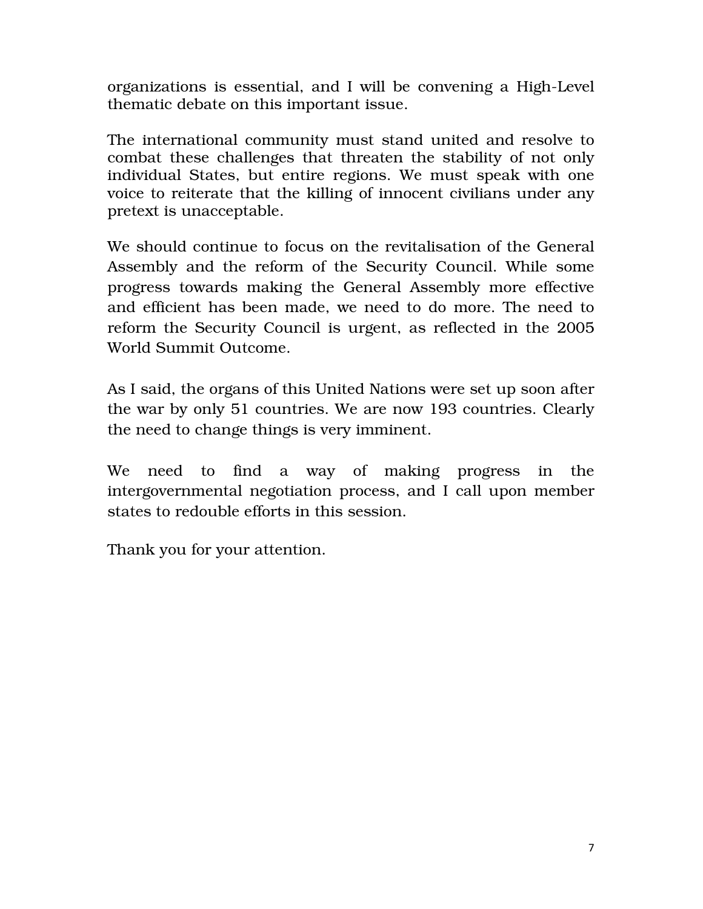organizations is essential, and I will be convening a High-Level thematic debate on this important issue.

The international community must stand united and resolve to combat these challenges that threaten the stability of not only individual States, but entire regions. We must speak with one voice to reiterate that the killing of innocent civilians under any pretext is unacceptable.

We should continue to focus on the revitalisation of the General Assembly and the reform of the Security Council. While some progress towards making the General Assembly more effective and efficient has been made, we need to do more. The need to reform the Security Council is urgent, as reflected in the 2005 World Summit Outcome.

As I said, the organs of this United Nations were set up soon after the war by only 51 countries. We are now 193 countries. Clearly the need to change things is very imminent.

We need to find a way of making progress in the intergovernmental negotiation process, and I call upon member states to redouble efforts in this session.

Thank you for your attention.